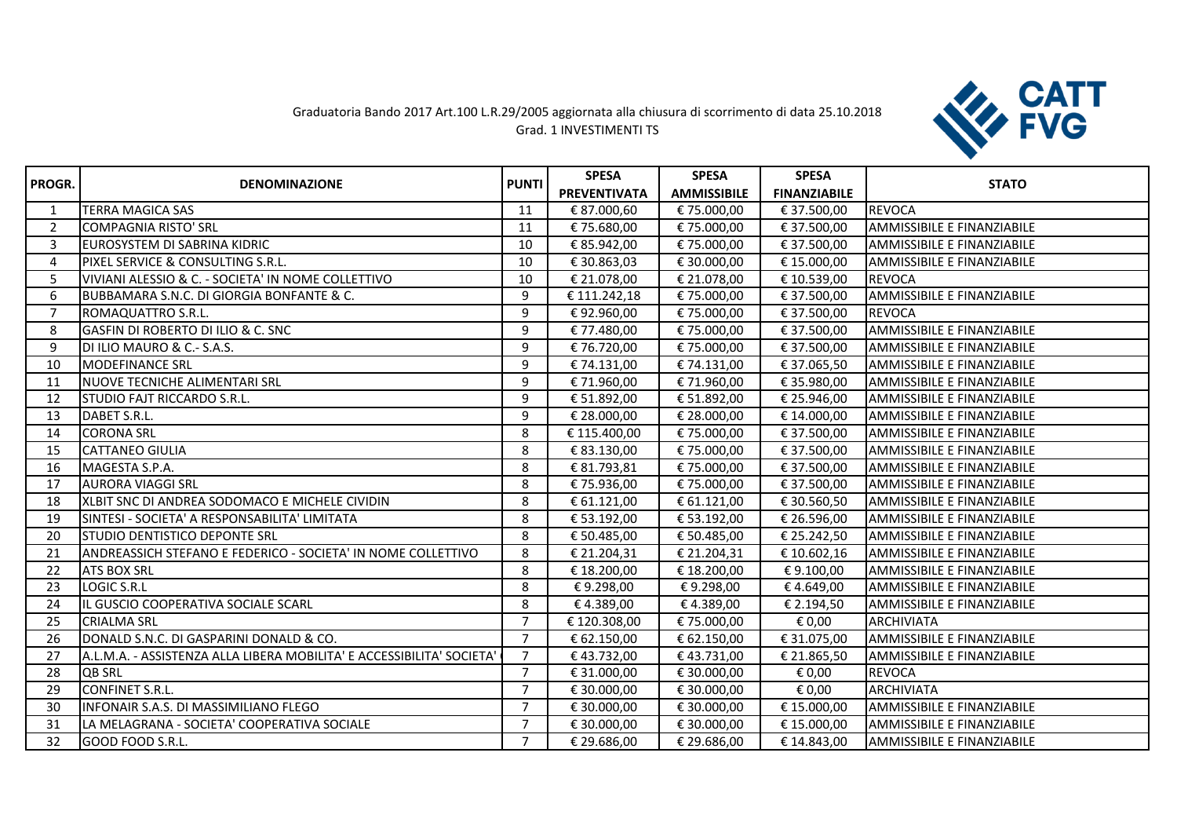Graduatoria Bando 2017 Art.100 L.R.29/2005 aggiornata alla chiusura di scorrimento di data 25.10.2018

Grad. 1 INVESTIMENTI TS

CATT FVG

| PROGR. | DENOMINAZIONE | PUNTI | SPESA PREVENTIVATA | SPESA AMMISSIBILE | SPESA FINANZIABILE | STATO |
|---|---|---|---|---|---|---|
| 1 | TERRA MAGICA SAS | 11 | € 87.000,60 | € 75.000,00 | € 37.500,00 | REVOCA |
| 2 | COMPAGNIA RISTO' SRL | 11 | € 75.680,00 | € 75.000,00 | € 37.500,00 | AMMISSIBILE E FINANZIABILE |
| 3 | EUROSYSTEM DI SABRINA KIDRIC | 10 | € 85.942,00 | € 75.000,00 | € 37.500,00 | AMMISSIBILE E FINANZIABILE |
| 4 | PIXEL SERVICE & CONSULTING S.R.L. | 10 | € 30.863,03 | € 30.000,00 | € 15.000,00 | AMMISSIBILE E FINANZIABILE |
| 5 | VIVIANI ALESSIO & C. - SOCIETA' IN NOME COLLETTIVO | 10 | € 21.078,00 | € 21.078,00 | € 10.539,00 | REVOCA |
| 6 | BUBBAMARA S.N.C. DI GIORGIA BONFANTE & C. | 9 | € 111.242,18 | € 75.000,00 | € 37.500,00 | AMMISSIBILE E FINANZIABILE |
| 7 | ROMAQUATTRO S.R.L. | 9 | € 92.960,00 | € 75.000,00 | € 37.500,00 | REVOCA |
| 8 | GASFIN DI ROBERTO DI ILIO & C. SNC | 9 | € 77.480,00 | € 75.000,00 | € 37.500,00 | AMMISSIBILE E FINANZIABILE |
| 9 | DI ILIO MAURO & C.- S.A.S. | 9 | € 76.720,00 | € 75.000,00 | € 37.500,00 | AMMISSIBILE E FINANZIABILE |
| 10 | MODEFINANCE SRL | 9 | € 74.131,00 | € 74.131,00 | € 37.065,50 | AMMISSIBILE E FINANZIABILE |
| 11 | NUOVE TECNICHE ALIMENTARI SRL | 9 | € 71.960,00 | € 71.960,00 | € 35.980,00 | AMMISSIBILE E FINANZIABILE |
| 12 | STUDIO FAJT RICCARDO S.R.L. | 9 | € 51.892,00 | € 51.892,00 | € 25.946,00 | AMMISSIBILE E FINANZIABILE |
| 13 | DABET S.R.L. | 9 | € 28.000,00 | € 28.000,00 | € 14.000,00 | AMMISSIBILE E FINANZIABILE |
| 14 | CORONA SRL | 8 | € 115.400,00 | € 75.000,00 | € 37.500,00 | AMMISSIBILE E FINANZIABILE |
| 15 | CATTANEO GIULIA | 8 | € 83.130,00 | € 75.000,00 | € 37.500,00 | AMMISSIBILE E FINANZIABILE |
| 16 | MAGESTA S.P.A. | 8 | € 81.793,81 | € 75.000,00 | € 37.500,00 | AMMISSIBILE E FINANZIABILE |
| 17 | AURORA VIAGGI SRL | 8 | € 75.936,00 | € 75.000,00 | € 37.500,00 | AMMISSIBILE E FINANZIABILE |
| 18 | XLBIT SNC DI ANDREA SODOMACO E MICHELE CIVIDIN | 8 | € 61.121,00 | € 61.121,00 | € 30.560,50 | AMMISSIBILE E FINANZIABILE |
| 19 | SINTESI - SOCIETA' A RESPONSABILITA' LIMITATA | 8 | € 53.192,00 | € 53.192,00 | € 26.596,00 | AMMISSIBILE E FINANZIABILE |
| 20 | STUDIO DENTISTICO DEPONTE SRL | 8 | € 50.485,00 | € 50.485,00 | € 25.242,50 | AMMISSIBILE E FINANZIABILE |
| 21 | ANDREASSICH STEFANO E FEDERICO - SOCIETA' IN NOME COLLETTIVO | 8 | € 21.204,31 | € 21.204,31 | € 10.602,16 | AMMISSIBILE E FINANZIABILE |
| 22 | ATS BOX SRL | 8 | € 18.200,00 | € 18.200,00 | € 9.100,00 | AMMISSIBILE E FINANZIABILE |
| 23 | LOGIC S.R.L | 8 | € 9.298,00 | € 9.298,00 | € 4.649,00 | AMMISSIBILE E FINANZIABILE |
| 24 | IL GUSCIO COOPERATIVA SOCIALE SCARL | 8 | € 4.389,00 | € 4.389,00 | € 2.194,50 | AMMISSIBILE E FINANZIABILE |
| 25 | CRIALMA SRL | 7 | € 120.308,00 | € 75.000,00 | € 0,00 | ARCHIVIATA |
| 26 | DONALD S.N.C. DI GASPARINI DONALD & CO. | 7 | € 62.150,00 | € 62.150,00 | € 31.075,00 | AMMISSIBILE E FINANZIABILE |
| 27 | A.L.M.A. - ASSISTENZA ALLA LIBERA MOBILITA' E ACCESSIBILITA' SOCIETA' | 7 | € 43.732,00 | € 43.731,00 | € 21.865,50 | AMMISSIBILE E FINANZIABILE |
| 28 | QB SRL | 7 | € 31.000,00 | € 30.000,00 | € 0,00 | REVOCA |
| 29 | CONFINET S.R.L. | 7 | € 30.000,00 | € 30.000,00 | € 0,00 | ARCHIVIATA |
| 30 | INFONAIR S.A.S. DI MASSIMILIANO FLEGO | 7 | € 30.000,00 | € 30.000,00 | € 15.000,00 | AMMISSIBILE E FINANZIABILE |
| 31 | LA MELAGRANA - SOCIETA' COOPERATIVA SOCIALE | 7 | € 30.000,00 | € 30.000,00 | € 15.000,00 | AMMISSIBILE E FINANZIABILE |
| 32 | GOOD FOOD S.R.L. | 7 | € 29.686,00 | € 29.686,00 | € 14.843,00 | AMMISSIBILE E FINANZIABILE |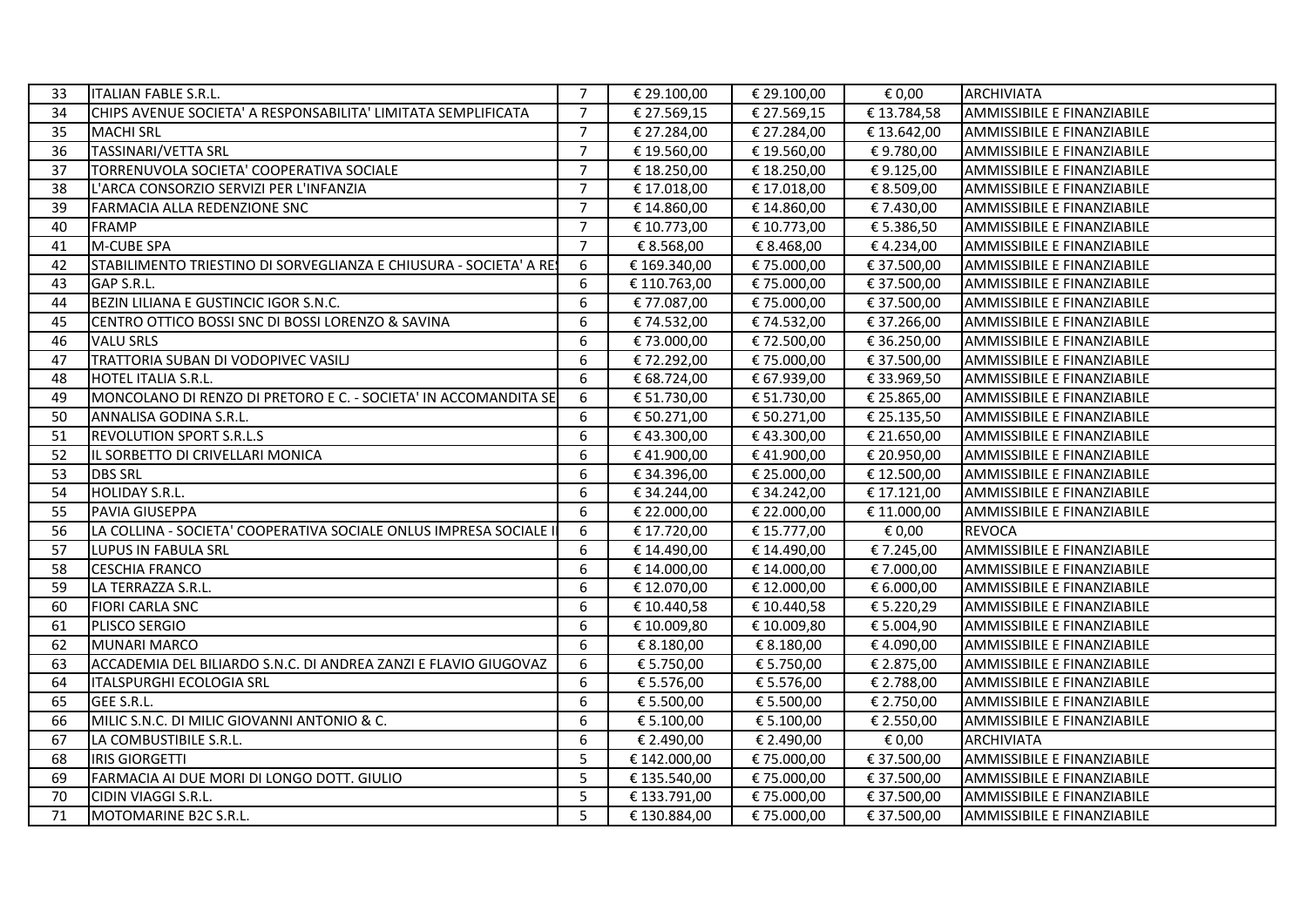| | | | | | | |
|---|---|---|---|---|---|---|
| 33 | ITALIAN FABLE S.R.L. | 7 | € 29.100,00 | € 29.100,00 | € 0,00 | ARCHIVIATA |
| 34 | CHIPS AVENUE SOCIETA' A RESPONSABILITA' LIMITATA SEMPLIFICATA | 7 | € 27.569,15 | € 27.569,15 | € 13.784,58 | AMMISSIBILE E FINANZIABILE |
| 35 | MACHI SRL | 7 | € 27.284,00 | € 27.284,00 | € 13.642,00 | AMMISSIBILE E FINANZIABILE |
| 36 | TASSINARI/VETTA SRL | 7 | € 19.560,00 | € 19.560,00 | € 9.780,00 | AMMISSIBILE E FINANZIABILE |
| 37 | TORRENUVOLA SOCIETA' COOPERATIVA SOCIALE | 7 | € 18.250,00 | € 18.250,00 | € 9.125,00 | AMMISSIBILE E FINANZIABILE |
| 38 | L'ARCA CONSORZIO SERVIZI PER L'INFANZIA | 7 | € 17.018,00 | € 17.018,00 | € 8.509,00 | AMMISSIBILE E FINANZIABILE |
| 39 | FARMACIA ALLA REDENZIONE SNC | 7 | € 14.860,00 | € 14.860,00 | € 7.430,00 | AMMISSIBILE E FINANZIABILE |
| 40 | FRAMP | 7 | € 10.773,00 | € 10.773,00 | € 5.386,50 | AMMISSIBILE E FINANZIABILE |
| 41 | M-CUBE SPA | 7 | € 8.568,00 | € 8.468,00 | € 4.234,00 | AMMISSIBILE E FINANZIABILE |
| 42 | STABILIMENTO TRIESTINO DI SORVEGLIANZA E CHIUSURA - SOCIETA' A RE | 6 | € 169.340,00 | € 75.000,00 | € 37.500,00 | AMMISSIBILE E FINANZIABILE |
| 43 | GAP S.R.L. | 6 | € 110.763,00 | € 75.000,00 | € 37.500,00 | AMMISSIBILE E FINANZIABILE |
| 44 | BEZIN LILIANA E GUSTINCIC IGOR S.N.C. | 6 | € 77.087,00 | € 75.000,00 | € 37.500,00 | AMMISSIBILE E FINANZIABILE |
| 45 | CENTRO OTTICO BOSSI SNC DI BOSSI LORENZO & SAVINA | 6 | € 74.532,00 | € 74.532,00 | € 37.266,00 | AMMISSIBILE E FINANZIABILE |
| 46 | VALU SRLS | 6 | € 73.000,00 | € 72.500,00 | € 36.250,00 | AMMISSIBILE E FINANZIABILE |
| 47 | TRATTORIA SUBAN DI VODOPIVEC VASILJ | 6 | € 72.292,00 | € 75.000,00 | € 37.500,00 | AMMISSIBILE E FINANZIABILE |
| 48 | HOTEL ITALIA S.R.L. | 6 | € 68.724,00 | € 67.939,00 | € 33.969,50 | AMMISSIBILE E FINANZIABILE |
| 49 | MONCOLANO DI RENZO DI PRETORO E C. - SOCIETA' IN ACCOMANDITA SE | 6 | € 51.730,00 | € 51.730,00 | € 25.865,00 | AMMISSIBILE E FINANZIABILE |
| 50 | ANNALISA GODINA S.R.L. | 6 | € 50.271,00 | € 50.271,00 | € 25.135,50 | AMMISSIBILE E FINANZIABILE |
| 51 | REVOLUTION SPORT S.R.L.S | 6 | € 43.300,00 | € 43.300,00 | € 21.650,00 | AMMISSIBILE E FINANZIABILE |
| 52 | IL SORBETTO DI CRIVELLARI MONICA | 6 | € 41.900,00 | € 41.900,00 | € 20.950,00 | AMMISSIBILE E FINANZIABILE |
| 53 | DBS SRL | 6 | € 34.396,00 | € 25.000,00 | € 12.500,00 | AMMISSIBILE E FINANZIABILE |
| 54 | HOLIDAY S.R.L. | 6 | € 34.244,00 | € 34.242,00 | € 17.121,00 | AMMISSIBILE E FINANZIABILE |
| 55 | PAVIA GIUSEPPA | 6 | € 22.000,00 | € 22.000,00 | € 11.000,00 | AMMISSIBILE E FINANZIABILE |
| 56 | LA COLLINA - SOCIETA' COOPERATIVA SOCIALE ONLUS IMPRESA SOCIALE I | 6 | € 17.720,00 | € 15.777,00 | € 0,00 | REVOCA |
| 57 | LUPUS IN FABULA SRL | 6 | € 14.490,00 | € 14.490,00 | € 7.245,00 | AMMISSIBILE E FINANZIABILE |
| 58 | CESCHIA FRANCO | 6 | € 14.000,00 | € 14.000,00 | € 7.000,00 | AMMISSIBILE E FINANZIABILE |
| 59 | LA TERRAZZA S.R.L. | 6 | € 12.070,00 | € 12.000,00 | € 6.000,00 | AMMISSIBILE E FINANZIABILE |
| 60 | FIORI CARLA SNC | 6 | € 10.440,58 | € 10.440,58 | € 5.220,29 | AMMISSIBILE E FINANZIABILE |
| 61 | PLISCO SERGIO | 6 | € 10.009,80 | € 10.009,80 | € 5.004,90 | AMMISSIBILE E FINANZIABILE |
| 62 | MUNARI MARCO | 6 | € 8.180,00 | € 8.180,00 | € 4.090,00 | AMMISSIBILE E FINANZIABILE |
| 63 | ACCADEMIA DEL BILIARDO S.N.C. DI ANDREA ZANZI E FLAVIO GIUGOVAZ | 6 | € 5.750,00 | € 5.750,00 | € 2.875,00 | AMMISSIBILE E FINANZIABILE |
| 64 | ITALSPURGHI ECOLOGIA SRL | 6 | € 5.576,00 | € 5.576,00 | € 2.788,00 | AMMISSIBILE E FINANZIABILE |
| 65 | GEE S.R.L. | 6 | € 5.500,00 | € 5.500,00 | € 2.750,00 | AMMISSIBILE E FINANZIABILE |
| 66 | MILIC S.N.C. DI MILIC GIOVANNI ANTONIO & C. | 6 | € 5.100,00 | € 5.100,00 | € 2.550,00 | AMMISSIBILE E FINANZIABILE |
| 67 | LA COMBUSTIBILE S.R.L. | 6 | € 2.490,00 | € 2.490,00 | € 0,00 | ARCHIVIATA |
| 68 | IRIS GIORGETTI | 5 | € 142.000,00 | € 75.000,00 | € 37.500,00 | AMMISSIBILE E FINANZIABILE |
| 69 | FARMACIA AI DUE MORI DI LONGO DOTT. GIULIO | 5 | € 135.540,00 | € 75.000,00 | € 37.500,00 | AMMISSIBILE E FINANZIABILE |
| 70 | CIDIN VIAGGI S.R.L. | 5 | € 133.791,00 | € 75.000,00 | € 37.500,00 | AMMISSIBILE E FINANZIABILE |
| 71 | MOTOMARINE B2C S.R.L. | 5 | € 130.884,00 | € 75.000,00 | € 37.500,00 | AMMISSIBILE E FINANZIABILE |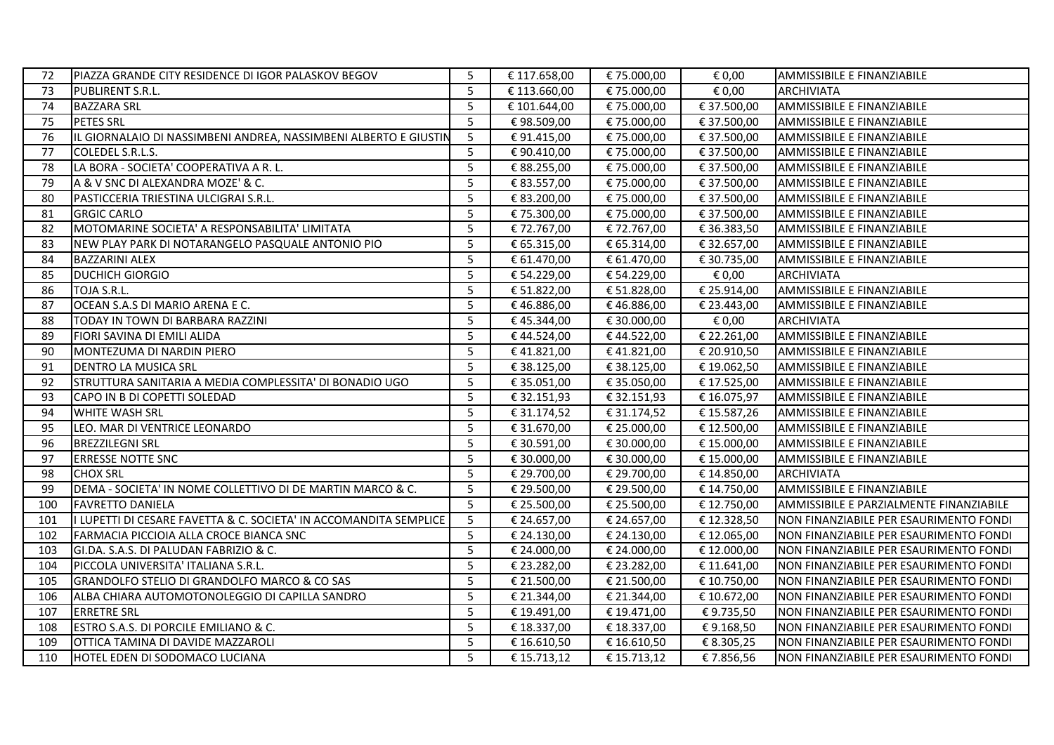| 72 | PIAZZA GRANDE CITY RESIDENCE DI IGOR PALASKOV BEGOV | 5 | € 117.658,00 | € 75.000,00 | € 0,00 | AMMISSIBILE E FINANZIABILE |
|---|---|---|---|---|---|---|
| 73 | PUBLIRENT S.R.L. | 5 | € 113.660,00 | € 75.000,00 | € 0,00 | ARCHIVIATA |
| 74 | BAZZARA SRL | 5 | € 101.644,00 | € 75.000,00 | € 37.500,00 | AMMISSIBILE E FINANZIABILE |
| 75 | PETES SRL | 5 | € 98.509,00 | € 75.000,00 | € 37.500,00 | AMMISSIBILE E FINANZIABILE |
| 76 | IL GIORNALAIO DI NASSIMBENI ANDREA, NASSIMBENI ALBERTO E GIUSTIN | 5 | € 91.415,00 | € 75.000,00 | € 37.500,00 | AMMISSIBILE E FINANZIABILE |
| 77 | COLEDEL S.R.L.S. | 5 | € 90.410,00 | € 75.000,00 | € 37.500,00 | AMMISSIBILE E FINANZIABILE |
| 78 | LA BORA - SOCIETA' COOPERATIVA A R. L. | 5 | € 88.255,00 | € 75.000,00 | € 37.500,00 | AMMISSIBILE E FINANZIABILE |
| 79 | A & V SNC DI ALEXANDRA MOZE' & C. | 5 | € 83.557,00 | € 75.000,00 | € 37.500,00 | AMMISSIBILE E FINANZIABILE |
| 80 | PASTICCERIA TRIESTINA ULCIGRAI S.R.L. | 5 | € 83.200,00 | € 75.000,00 | € 37.500,00 | AMMISSIBILE E FINANZIABILE |
| 81 | GRGIC CARLO | 5 | € 75.300,00 | € 75.000,00 | € 37.500,00 | AMMISSIBILE E FINANZIABILE |
| 82 | MOTOMARINE SOCIETA' A RESPONSABILITA' LIMITATA | 5 | € 72.767,00 | € 72.767,00 | € 36.383,50 | AMMISSIBILE E FINANZIABILE |
| 83 | NEW PLAY PARK DI NOTARANGELO PASQUALE ANTONIO PIO | 5 | € 65.315,00 | € 65.314,00 | € 32.657,00 | AMMISSIBILE E FINANZIABILE |
| 84 | BAZZARINI ALEX | 5 | € 61.470,00 | € 61.470,00 | € 30.735,00 | AMMISSIBILE E FINANZIABILE |
| 85 | DUCHICH GIORGIO | 5 | € 54.229,00 | € 54.229,00 | € 0,00 | ARCHIVIATA |
| 86 | TOJA S.R.L. | 5 | € 51.822,00 | € 51.828,00 | € 25.914,00 | AMMISSIBILE E FINANZIABILE |
| 87 | OCEAN S.A.S DI MARIO ARENA E C. | 5 | € 46.886,00 | € 46.886,00 | € 23.443,00 | AMMISSIBILE E FINANZIABILE |
| 88 | TODAY IN TOWN DI BARBARA RAZZINI | 5 | € 45.344,00 | € 30.000,00 | € 0,00 | ARCHIVIATA |
| 89 | FIORI SAVINA DI EMILI ALIDA | 5 | € 44.524,00 | € 44.522,00 | € 22.261,00 | AMMISSIBILE E FINANZIABILE |
| 90 | MONTEZUMA DI NARDIN PIERO | 5 | € 41.821,00 | € 41.821,00 | € 20.910,50 | AMMISSIBILE E FINANZIABILE |
| 91 | DENTRO LA MUSICA SRL | 5 | € 38.125,00 | € 38.125,00 | € 19.062,50 | AMMISSIBILE E FINANZIABILE |
| 92 | STRUTTURA SANITARIA A MEDIA COMPLESSITA' DI BONADIO UGO | 5 | € 35.051,00 | € 35.050,00 | € 17.525,00 | AMMISSIBILE E FINANZIABILE |
| 93 | CAPO IN B DI COPETTI SOLEDAD | 5 | € 32.151,93 | € 32.151,93 | € 16.075,97 | AMMISSIBILE E FINANZIABILE |
| 94 | WHITE WASH SRL | 5 | € 31.174,52 | € 31.174,52 | € 15.587,26 | AMMISSIBILE E FINANZIABILE |
| 95 | LEO. MAR DI VENTRICE LEONARDO | 5 | € 31.670,00 | € 25.000,00 | € 12.500,00 | AMMISSIBILE E FINANZIABILE |
| 96 | BREZZILEGNI SRL | 5 | € 30.591,00 | € 30.000,00 | € 15.000,00 | AMMISSIBILE E FINANZIABILE |
| 97 | ERRESSE NOTTE SNC | 5 | € 30.000,00 | € 30.000,00 | € 15.000,00 | AMMISSIBILE E FINANZIABILE |
| 98 | CHOX SRL | 5 | € 29.700,00 | € 29.700,00 | € 14.850,00 | ARCHIVIATA |
| 99 | DEMA - SOCIETA' IN NOME COLLETTIVO DI DE MARTIN MARCO & C. | 5 | € 29.500,00 | € 29.500,00 | € 14.750,00 | AMMISSIBILE E FINANZIABILE |
| 100 | FAVRETTO DANIELA | 5 | € 25.500,00 | € 25.500,00 | € 12.750,00 | AMMISSIBILE E PARZIALMENTE FINANZIABILE |
| 101 | I LUPETTI DI CESARE FAVETTA & C. SOCIETA' IN ACCOMANDITA SEMPLICE | 5 | € 24.657,00 | € 24.657,00 | € 12.328,50 | NON FINANZIABILE PER ESAURIMENTO FONDI |
| 102 | FARMACIA PICCIOIA ALLA CROCE BIANCA SNC | 5 | € 24.130,00 | € 24.130,00 | € 12.065,00 | NON FINANZIABILE PER ESAURIMENTO FONDI |
| 103 | GI.DA. S.A.S. DI PALUDAN FABRIZIO & C. | 5 | € 24.000,00 | € 24.000,00 | € 12.000,00 | NON FINANZIABILE PER ESAURIMENTO FONDI |
| 104 | PICCOLA UNIVERSITA' ITALIANA S.R.L. | 5 | € 23.282,00 | € 23.282,00 | € 11.641,00 | NON FINANZIABILE PER ESAURIMENTO FONDI |
| 105 | GRANDOLFO STELIO DI GRANDOLFO MARCO & CO SAS | 5 | € 21.500,00 | € 21.500,00 | € 10.750,00 | NON FINANZIABILE PER ESAURIMENTO FONDI |
| 106 | ALBA CHIARA AUTOMOTONOLEGGIO DI CAPILLA SANDRO | 5 | € 21.344,00 | € 21.344,00 | € 10.672,00 | NON FINANZIABILE PER ESAURIMENTO FONDI |
| 107 | ERRETRE SRL | 5 | € 19.491,00 | € 19.471,00 | € 9.735,50 | NON FINANZIABILE PER ESAURIMENTO FONDI |
| 108 | ESTRO S.A.S. DI PORCILE EMILIANO & C. | 5 | € 18.337,00 | € 18.337,00 | € 9.168,50 | NON FINANZIABILE PER ESAURIMENTO FONDI |
| 109 | OTTICA TAMINA DI DAVIDE MAZZAROLI | 5 | € 16.610,50 | € 16.610,50 | € 8.305,25 | NON FINANZIABILE PER ESAURIMENTO FONDI |
| 110 | HOTEL EDEN DI SODOMACO LUCIANA | 5 | € 15.713,12 | € 15.713,12 | € 7.856,56 | NON FINANZIABILE PER ESAURIMENTO FONDI |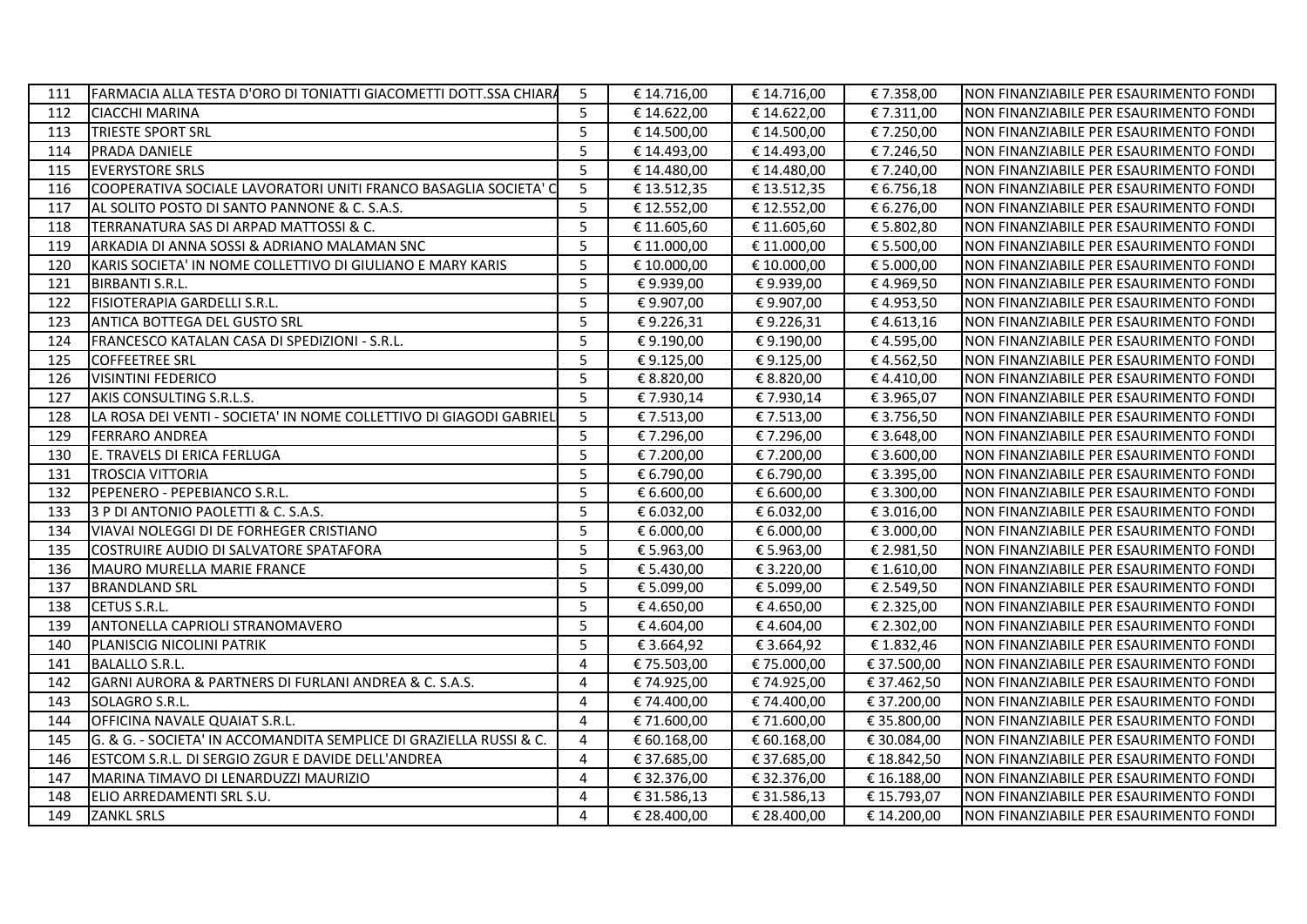| 111 | FARMACIA ALLA TESTA D'ORO DI TONIATTI GIACOMETTI DOTT.SSA CHIARA | 5 | € 14.716,00 | € 14.716,00 | € 7.358,00 | NON FINANZIABILE PER ESAURIMENTO FONDI |
|---|---|---|---|---|---|---|
| 112 | CIACCHI MARINA | 5 | € 14.622,00 | € 14.622,00 | € 7.311,00 | NON FINANZIABILE PER ESAURIMENTO FONDI |
| 113 | TRIESTE SPORT SRL | 5 | € 14.500,00 | € 14.500,00 | € 7.250,00 | NON FINANZIABILE PER ESAURIMENTO FONDI |
| 114 | PRADA DANIELE | 5 | € 14.493,00 | € 14.493,00 | € 7.246,50 | NON FINANZIABILE PER ESAURIMENTO FONDI |
| 115 | EVERYSTORE SRLS | 5 | € 14.480,00 | € 14.480,00 | € 7.240,00 | NON FINANZIABILE PER ESAURIMENTO FONDI |
| 116 | COOPERATIVA SOCIALE LAVORATORI UNITI FRANCO BASAGLIA SOCIETA' C | 5 | € 13.512,35 | € 13.512,35 | € 6.756,18 | NON FINANZIABILE PER ESAURIMENTO FONDI |
| 117 | AL SOLITO POSTO DI SANTO PANNONE & C. S.A.S. | 5 | € 12.552,00 | € 12.552,00 | € 6.276,00 | NON FINANZIABILE PER ESAURIMENTO FONDI |
| 118 | TERRANATURA SAS DI ARPAD MATTOSSI & C. | 5 | € 11.605,60 | € 11.605,60 | € 5.802,80 | NON FINANZIABILE PER ESAURIMENTO FONDI |
| 119 | ARKADIA DI ANNA SOSSI & ADRIANO MALAMAN SNC | 5 | € 11.000,00 | € 11.000,00 | € 5.500,00 | NON FINANZIABILE PER ESAURIMENTO FONDI |
| 120 | KARIS SOCIETA' IN NOME COLLETTIVO DI GIULIANO E MARY KARIS | 5 | € 10.000,00 | € 10.000,00 | € 5.000,00 | NON FINANZIABILE PER ESAURIMENTO FONDI |
| 121 | BIRBANTI S.R.L. | 5 | € 9.939,00 | € 9.939,00 | € 4.969,50 | NON FINANZIABILE PER ESAURIMENTO FONDI |
| 122 | FISIOTERAPIA GARDELLI S.R.L. | 5 | € 9.907,00 | € 9.907,00 | € 4.953,50 | NON FINANZIABILE PER ESAURIMENTO FONDI |
| 123 | ANTICA BOTTEGA DEL GUSTO SRL | 5 | € 9.226,31 | € 9.226,31 | € 4.613,16 | NON FINANZIABILE PER ESAURIMENTO FONDI |
| 124 | FRANCESCO KATALAN CASA DI SPEDIZIONI - S.R.L. | 5 | € 9.190,00 | € 9.190,00 | € 4.595,00 | NON FINANZIABILE PER ESAURIMENTO FONDI |
| 125 | COFFEETREE SRL | 5 | € 9.125,00 | € 9.125,00 | € 4.562,50 | NON FINANZIABILE PER ESAURIMENTO FONDI |
| 126 | VISINTINI FEDERICO | 5 | € 8.820,00 | € 8.820,00 | € 4.410,00 | NON FINANZIABILE PER ESAURIMENTO FONDI |
| 127 | AKIS CONSULTING S.R.L.S. | 5 | € 7.930,14 | € 7.930,14 | € 3.965,07 | NON FINANZIABILE PER ESAURIMENTO FONDI |
| 128 | LA ROSA DEI VENTI - SOCIETA' IN NOME COLLETTIVO DI GIAGODI GABRIEL | 5 | € 7.513,00 | € 7.513,00 | € 3.756,50 | NON FINANZIABILE PER ESAURIMENTO FONDI |
| 129 | FERRARO ANDREA | 5 | € 7.296,00 | € 7.296,00 | € 3.648,00 | NON FINANZIABILE PER ESAURIMENTO FONDI |
| 130 | E. TRAVELS DI ERICA FERLUGA | 5 | € 7.200,00 | € 7.200,00 | € 3.600,00 | NON FINANZIABILE PER ESAURIMENTO FONDI |
| 131 | TROSCIA VITTORIA | 5 | € 6.790,00 | € 6.790,00 | € 3.395,00 | NON FINANZIABILE PER ESAURIMENTO FONDI |
| 132 | PEPENERO - PEPEBIANCO S.R.L. | 5 | € 6.600,00 | € 6.600,00 | € 3.300,00 | NON FINANZIABILE PER ESAURIMENTO FONDI |
| 133 | 3 P DI ANTONIO PAOLETTI & C. S.A.S. | 5 | € 6.032,00 | € 6.032,00 | € 3.016,00 | NON FINANZIABILE PER ESAURIMENTO FONDI |
| 134 | VIAVAI NOLEGGI DI DE FORHEGER CRISTIANO | 5 | € 6.000,00 | € 6.000,00 | € 3.000,00 | NON FINANZIABILE PER ESAURIMENTO FONDI |
| 135 | COSTRUIRE AUDIO DI SALVATORE SPATAFORA | 5 | € 5.963,00 | € 5.963,00 | € 2.981,50 | NON FINANZIABILE PER ESAURIMENTO FONDI |
| 136 | MAURO MURELLA MARIE FRANCE | 5 | € 5.430,00 | € 3.220,00 | € 1.610,00 | NON FINANZIABILE PER ESAURIMENTO FONDI |
| 137 | BRANDLAND SRL | 5 | € 5.099,00 | € 5.099,00 | € 2.549,50 | NON FINANZIABILE PER ESAURIMENTO FONDI |
| 138 | CETUS S.R.L. | 5 | € 4.650,00 | € 4.650,00 | € 2.325,00 | NON FINANZIABILE PER ESAURIMENTO FONDI |
| 139 | ANTONELLA CAPRIOLI STRANOMAVERO | 5 | € 4.604,00 | € 4.604,00 | € 2.302,00 | NON FINANZIABILE PER ESAURIMENTO FONDI |
| 140 | PLANISCIG NICOLINI PATRIK | 5 | € 3.664,92 | € 3.664,92 | € 1.832,46 | NON FINANZIABILE PER ESAURIMENTO FONDI |
| 141 | BALALLO S.R.L. | 4 | € 75.503,00 | € 75.000,00 | € 37.500,00 | NON FINANZIABILE PER ESAURIMENTO FONDI |
| 142 | GARNI AURORA & PARTNERS DI FURLANI ANDREA & C. S.A.S. | 4 | € 74.925,00 | € 74.925,00 | € 37.462,50 | NON FINANZIABILE PER ESAURIMENTO FONDI |
| 143 | SOLAGRO S.R.L. | 4 | € 74.400,00 | € 74.400,00 | € 37.200,00 | NON FINANZIABILE PER ESAURIMENTO FONDI |
| 144 | OFFICINA NAVALE QUAIAT S.R.L. | 4 | € 71.600,00 | € 71.600,00 | € 35.800,00 | NON FINANZIABILE PER ESAURIMENTO FONDI |
| 145 | G. & G. - SOCIETA' IN ACCOMANDITA SEMPLICE DI GRAZIELLA RUSSI & C. | 4 | € 60.168,00 | € 60.168,00 | € 30.084,00 | NON FINANZIABILE PER ESAURIMENTO FONDI |
| 146 | ESTCOM S.R.L. DI SERGIO ZGUR E DAVIDE DELL'ANDREA | 4 | € 37.685,00 | € 37.685,00 | € 18.842,50 | NON FINANZIABILE PER ESAURIMENTO FONDI |
| 147 | MARINA TIMAVO DI LENARDUZZI MAURIZIO | 4 | € 32.376,00 | € 32.376,00 | € 16.188,00 | NON FINANZIABILE PER ESAURIMENTO FONDI |
| 148 | ELIO ARREDAMENTI SRL S.U. | 4 | € 31.586,13 | € 31.586,13 | € 15.793,07 | NON FINANZIABILE PER ESAURIMENTO FONDI |
| 149 | ZANKL SRLS | 4 | € 28.400,00 | € 28.400,00 | € 14.200,00 | NON FINANZIABILE PER ESAURIMENTO FONDI |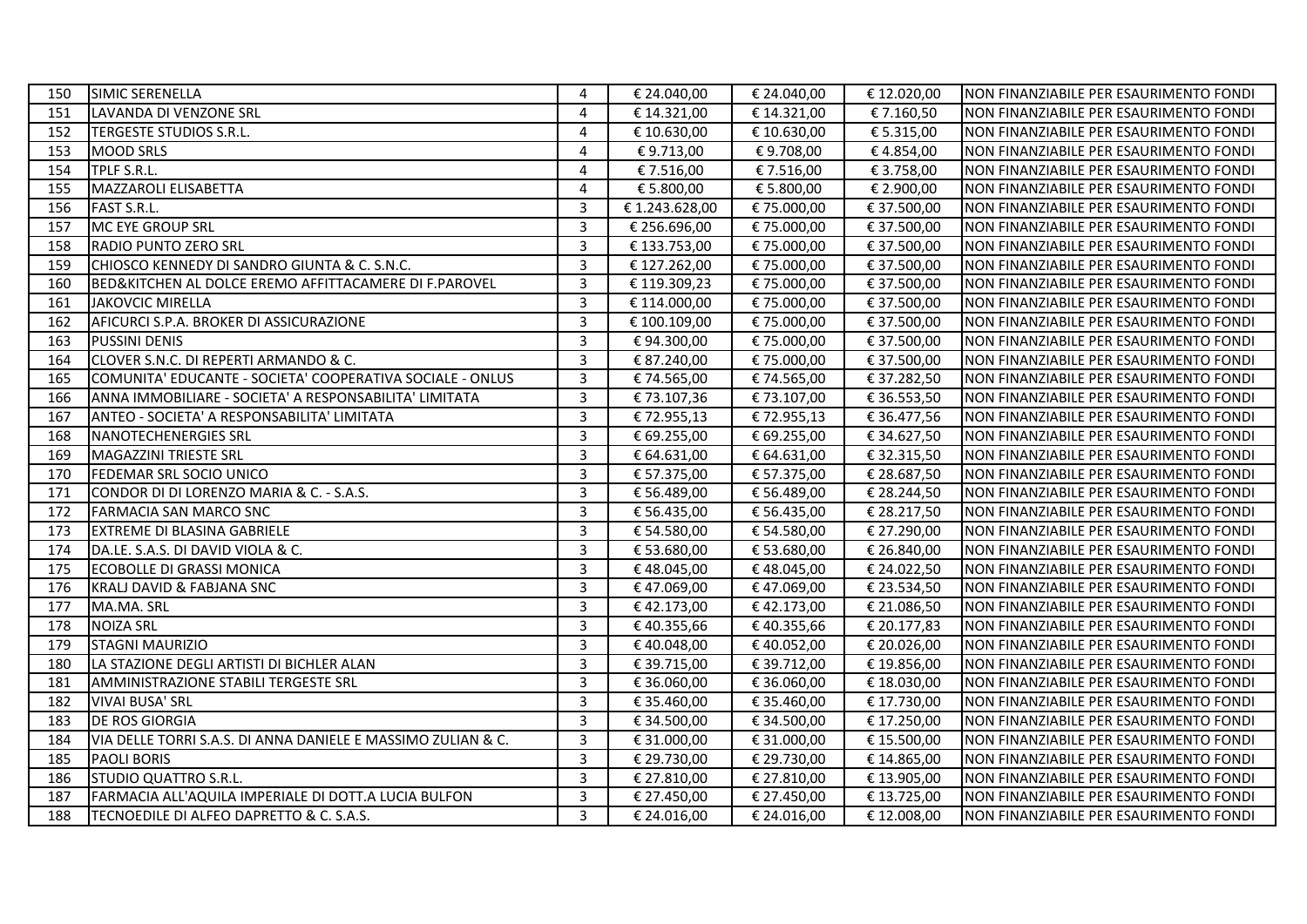| | | | | | | |
|---|---|---|---|---|---|---|
| 150 | SIMIC SERENELLA | 4 | € 24.040,00 | € 24.040,00 | € 12.020,00 | NON FINANZIABILE PER ESAURIMENTO FONDI |
| 151 | LAVANDA DI VENZONE SRL | 4 | € 14.321,00 | € 14.321,00 | € 7.160,50 | NON FINANZIABILE PER ESAURIMENTO FONDI |
| 152 | TERGESTE STUDIOS S.R.L. | 4 | € 10.630,00 | € 10.630,00 | € 5.315,00 | NON FINANZIABILE PER ESAURIMENTO FONDI |
| 153 | MOOD SRLS | 4 | € 9.713,00 | € 9.708,00 | € 4.854,00 | NON FINANZIABILE PER ESAURIMENTO FONDI |
| 154 | TPLF S.R.L. | 4 | € 7.516,00 | € 7.516,00 | € 3.758,00 | NON FINANZIABILE PER ESAURIMENTO FONDI |
| 155 | MAZZAROLI ELISABETTA | 4 | € 5.800,00 | € 5.800,00 | € 2.900,00 | NON FINANZIABILE PER ESAURIMENTO FONDI |
| 156 | FAST S.R.L. | 3 | € 1.243.628,00 | € 75.000,00 | € 37.500,00 | NON FINANZIABILE PER ESAURIMENTO FONDI |
| 157 | MC EYE GROUP SRL | 3 | € 256.696,00 | € 75.000,00 | € 37.500,00 | NON FINANZIABILE PER ESAURIMENTO FONDI |
| 158 | RADIO PUNTO ZERO SRL | 3 | € 133.753,00 | € 75.000,00 | € 37.500,00 | NON FINANZIABILE PER ESAURIMENTO FONDI |
| 159 | CHIOSCO KENNEDY DI SANDRO GIUNTA & C. S.N.C. | 3 | € 127.262,00 | € 75.000,00 | € 37.500,00 | NON FINANZIABILE PER ESAURIMENTO FONDI |
| 160 | BED&KITCHEN AL DOLCE EREMO AFFITTACAMERE DI F.PAROVEL | 3 | € 119.309,23 | € 75.000,00 | € 37.500,00 | NON FINANZIABILE PER ESAURIMENTO FONDI |
| 161 | JAKOVCIC MIRELLA | 3 | € 114.000,00 | € 75.000,00 | € 37.500,00 | NON FINANZIABILE PER ESAURIMENTO FONDI |
| 162 | AFICURCI S.P.A. BROKER DI ASSICURAZIONE | 3 | € 100.109,00 | € 75.000,00 | € 37.500,00 | NON FINANZIABILE PER ESAURIMENTO FONDI |
| 163 | PUSSINI DENIS | 3 | € 94.300,00 | € 75.000,00 | € 37.500,00 | NON FINANZIABILE PER ESAURIMENTO FONDI |
| 164 | CLOVER S.N.C. DI REPERTI ARMANDO & C. | 3 | € 87.240,00 | € 75.000,00 | € 37.500,00 | NON FINANZIABILE PER ESAURIMENTO FONDI |
| 165 | COMUNITA' EDUCANTE - SOCIETA' COOPERATIVA SOCIALE - ONLUS | 3 | € 74.565,00 | € 74.565,00 | € 37.282,50 | NON FINANZIABILE PER ESAURIMENTO FONDI |
| 166 | ANNA IMMOBILIARE - SOCIETA' A RESPONSABILITA' LIMITATA | 3 | € 73.107,36 | € 73.107,00 | € 36.553,50 | NON FINANZIABILE PER ESAURIMENTO FONDI |
| 167 | ANTEO - SOCIETA' A RESPONSABILITA' LIMITATA | 3 | € 72.955,13 | € 72.955,13 | € 36.477,56 | NON FINANZIABILE PER ESAURIMENTO FONDI |
| 168 | NANOTECHENERGIES SRL | 3 | € 69.255,00 | € 69.255,00 | € 34.627,50 | NON FINANZIABILE PER ESAURIMENTO FONDI |
| 169 | MAGAZZINI TRIESTE SRL | 3 | € 64.631,00 | € 64.631,00 | € 32.315,50 | NON FINANZIABILE PER ESAURIMENTO FONDI |
| 170 | FEDEMAR SRL SOCIO UNICO | 3 | € 57.375,00 | € 57.375,00 | € 28.687,50 | NON FINANZIABILE PER ESAURIMENTO FONDI |
| 171 | CONDOR DI DI LORENZO MARIA & C. - S.A.S. | 3 | € 56.489,00 | € 56.489,00 | € 28.244,50 | NON FINANZIABILE PER ESAURIMENTO FONDI |
| 172 | FARMACIA SAN MARCO SNC | 3 | € 56.435,00 | € 56.435,00 | € 28.217,50 | NON FINANZIABILE PER ESAURIMENTO FONDI |
| 173 | EXTREME DI BLASINA GABRIELE | 3 | € 54.580,00 | € 54.580,00 | € 27.290,00 | NON FINANZIABILE PER ESAURIMENTO FONDI |
| 174 | DA.LE. S.A.S. DI DAVID VIOLA & C. | 3 | € 53.680,00 | € 53.680,00 | € 26.840,00 | NON FINANZIABILE PER ESAURIMENTO FONDI |
| 175 | ECOBOLLE DI GRASSI MONICA | 3 | € 48.045,00 | € 48.045,00 | € 24.022,50 | NON FINANZIABILE PER ESAURIMENTO FONDI |
| 176 | KRALJ DAVID & FABJANA SNC | 3 | € 47.069,00 | € 47.069,00 | € 23.534,50 | NON FINANZIABILE PER ESAURIMENTO FONDI |
| 177 | MA.MA. SRL | 3 | € 42.173,00 | € 42.173,00 | € 21.086,50 | NON FINANZIABILE PER ESAURIMENTO FONDI |
| 178 | NOIZA SRL | 3 | € 40.355,66 | € 40.355,66 | € 20.177,83 | NON FINANZIABILE PER ESAURIMENTO FONDI |
| 179 | STAGNI MAURIZIO | 3 | € 40.048,00 | € 40.052,00 | € 20.026,00 | NON FINANZIABILE PER ESAURIMENTO FONDI |
| 180 | LA STAZIONE DEGLI ARTISTI DI BICHLER ALAN | 3 | € 39.715,00 | € 39.712,00 | € 19.856,00 | NON FINANZIABILE PER ESAURIMENTO FONDI |
| 181 | AMMINISTRAZIONE STABILI TERGESTE SRL | 3 | € 36.060,00 | € 36.060,00 | € 18.030,00 | NON FINANZIABILE PER ESAURIMENTO FONDI |
| 182 | VIVAI BUSA' SRL | 3 | € 35.460,00 | € 35.460,00 | € 17.730,00 | NON FINANZIABILE PER ESAURIMENTO FONDI |
| 183 | DE ROS GIORGIA | 3 | € 34.500,00 | € 34.500,00 | € 17.250,00 | NON FINANZIABILE PER ESAURIMENTO FONDI |
| 184 | VIA DELLE TORRI S.A.S. DI ANNA DANIELE E MASSIMO ZULIAN & C. | 3 | € 31.000,00 | € 31.000,00 | € 15.500,00 | NON FINANZIABILE PER ESAURIMENTO FONDI |
| 185 | PAOLI BORIS | 3 | € 29.730,00 | € 29.730,00 | € 14.865,00 | NON FINANZIABILE PER ESAURIMENTO FONDI |
| 186 | STUDIO QUATTRO S.R.L. | 3 | € 27.810,00 | € 27.810,00 | € 13.905,00 | NON FINANZIABILE PER ESAURIMENTO FONDI |
| 187 | FARMACIA ALL'AQUILA IMPERIALE DI DOTT.A LUCIA BULFON | 3 | € 27.450,00 | € 27.450,00 | € 13.725,00 | NON FINANZIABILE PER ESAURIMENTO FONDI |
| 188 | TECNOEDILE DI ALFEO DAPRETTO & C. S.A.S. | 3 | € 24.016,00 | € 24.016,00 | € 12.008,00 | NON FINANZIABILE PER ESAURIMENTO FONDI |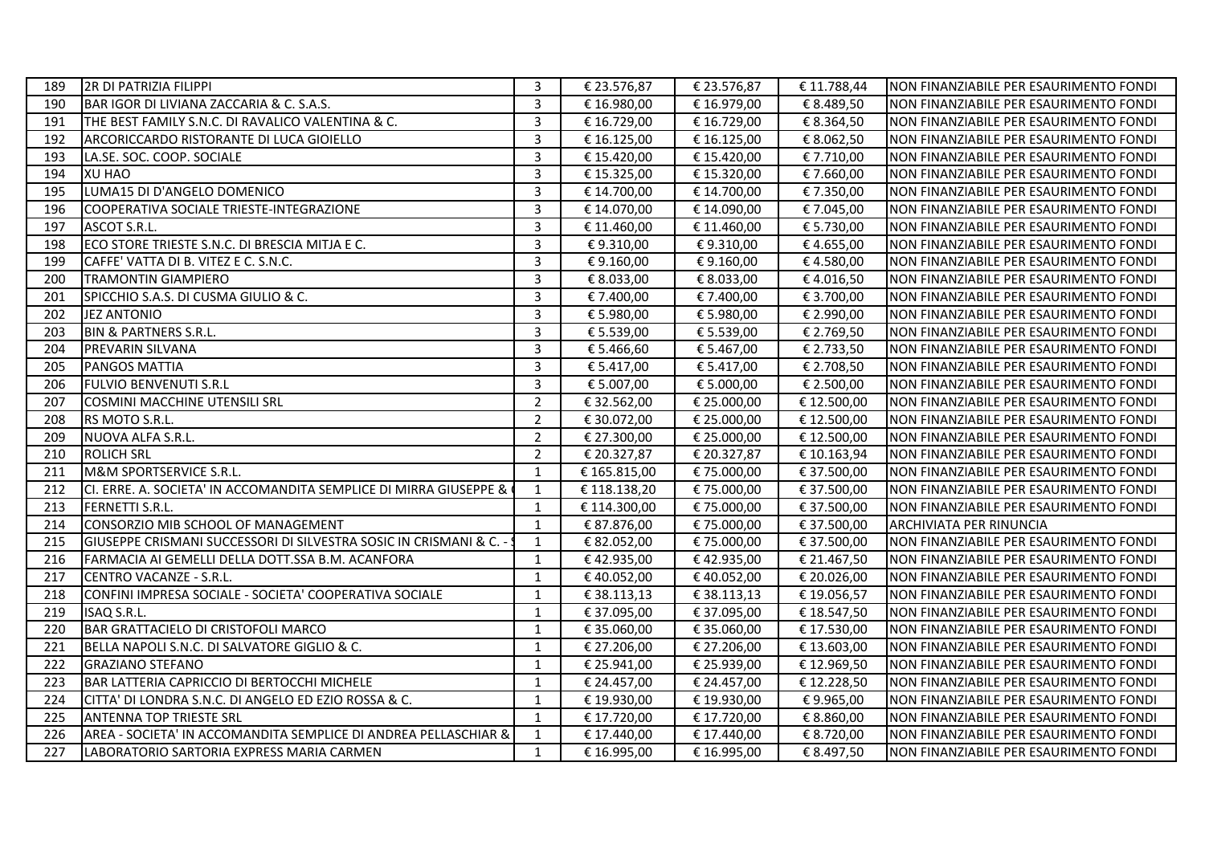| | | | | | | |
|---|---|---|---|---|---|---|
| 189 | 2R DI PATRIZIA FILIPPI | 3 | € 23.576,87 | € 23.576,87 | € 11.788,44 | NON FINANZIABILE PER ESAURIMENTO FONDI |
| 190 | BAR IGOR DI LIVIANA ZACCARIA & C. S.A.S. | 3 | € 16.980,00 | € 16.979,00 | € 8.489,50 | NON FINANZIABILE PER ESAURIMENTO FONDI |
| 191 | THE BEST FAMILY S.N.C. DI RAVALICO VALENTINA & C. | 3 | € 16.729,00 | € 16.729,00 | € 8.364,50 | NON FINANZIABILE PER ESAURIMENTO FONDI |
| 192 | ARCORICCARDO RISTORANTE DI LUCA GIOIELLO | 3 | € 16.125,00 | € 16.125,00 | € 8.062,50 | NON FINANZIABILE PER ESAURIMENTO FONDI |
| 193 | LA.SE. SOC. COOP. SOCIALE | 3 | € 15.420,00 | € 15.420,00 | € 7.710,00 | NON FINANZIABILE PER ESAURIMENTO FONDI |
| 194 | XU HAO | 3 | € 15.325,00 | € 15.320,00 | € 7.660,00 | NON FINANZIABILE PER ESAURIMENTO FONDI |
| 195 | LUMA15 DI D'ANGELO DOMENICO | 3 | € 14.700,00 | € 14.700,00 | € 7.350,00 | NON FINANZIABILE PER ESAURIMENTO FONDI |
| 196 | COOPERATIVA SOCIALE TRIESTE-INTEGRAZIONE | 3 | € 14.070,00 | € 14.090,00 | € 7.045,00 | NON FINANZIABILE PER ESAURIMENTO FONDI |
| 197 | ASCOT S.R.L. | 3 | € 11.460,00 | € 11.460,00 | € 5.730,00 | NON FINANZIABILE PER ESAURIMENTO FONDI |
| 198 | ECO STORE TRIESTE S.N.C. DI BRESCIA MITJA E C. | 3 | € 9.310,00 | € 9.310,00 | € 4.655,00 | NON FINANZIABILE PER ESAURIMENTO FONDI |
| 199 | CAFFE' VATTA DI B. VITEZ E C. S.N.C. | 3 | € 9.160,00 | € 9.160,00 | € 4.580,00 | NON FINANZIABILE PER ESAURIMENTO FONDI |
| 200 | TRAMONTIN GIAMPIERO | 3 | € 8.033,00 | € 8.033,00 | € 4.016,50 | NON FINANZIABILE PER ESAURIMENTO FONDI |
| 201 | SPICCHIO S.A.S. DI CUSMA GIULIO & C. | 3 | € 7.400,00 | € 7.400,00 | € 3.700,00 | NON FINANZIABILE PER ESAURIMENTO FONDI |
| 202 | JEZ ANTONIO | 3 | € 5.980,00 | € 5.980,00 | € 2.990,00 | NON FINANZIABILE PER ESAURIMENTO FONDI |
| 203 | BIN & PARTNERS S.R.L. | 3 | € 5.539,00 | € 5.539,00 | € 2.769,50 | NON FINANZIABILE PER ESAURIMENTO FONDI |
| 204 | PREVARIN SILVANA | 3 | € 5.466,60 | € 5.467,00 | € 2.733,50 | NON FINANZIABILE PER ESAURIMENTO FONDI |
| 205 | PANGOS MATTIA | 3 | € 5.417,00 | € 5.417,00 | € 2.708,50 | NON FINANZIABILE PER ESAURIMENTO FONDI |
| 206 | FULVIO BENVENUTI S.R.L | 3 | € 5.007,00 | € 5.000,00 | € 2.500,00 | NON FINANZIABILE PER ESAURIMENTO FONDI |
| 207 | COSMINI MACCHINE UTENSILI SRL | 2 | € 32.562,00 | € 25.000,00 | € 12.500,00 | NON FINANZIABILE PER ESAURIMENTO FONDI |
| 208 | RS MOTO S.R.L. | 2 | € 30.072,00 | € 25.000,00 | € 12.500,00 | NON FINANZIABILE PER ESAURIMENTO FONDI |
| 209 | NUOVA ALFA S.R.L. | 2 | € 27.300,00 | € 25.000,00 | € 12.500,00 | NON FINANZIABILE PER ESAURIMENTO FONDI |
| 210 | ROLICH SRL | 2 | € 20.327,87 | € 20.327,87 | € 10.163,94 | NON FINANZIABILE PER ESAURIMENTO FONDI |
| 211 | M&M SPORTSERVICE S.R.L. | 1 | € 165.815,00 | € 75.000,00 | € 37.500,00 | NON FINANZIABILE PER ESAURIMENTO FONDI |
| 212 | CI. ERRE. A. SOCIETA' IN ACCOMANDITA SEMPLICE DI MIRRA GIUSEPPE & | 1 | € 118.138,20 | € 75.000,00 | € 37.500,00 | NON FINANZIABILE PER ESAURIMENTO FONDI |
| 213 | FERNETTI S.R.L. | 1 | € 114.300,00 | € 75.000,00 | € 37.500,00 | NON FINANZIABILE PER ESAURIMENTO FONDI |
| 214 | CONSORZIO MIB SCHOOL OF MANAGEMENT | 1 | € 87.876,00 | € 75.000,00 | € 37.500,00 | ARCHIVIATA PER RINUNCIA |
| 215 | GIUSEPPE CRISMANI SUCCESSORI DI SILVESTRA SOSIC IN CRISMANI & C. - | 1 | € 82.052,00 | € 75.000,00 | € 37.500,00 | NON FINANZIABILE PER ESAURIMENTO FONDI |
| 216 | FARMACIA AI GEMELLI DELLA DOTT.SSA B.M. ACANFORA | 1 | € 42.935,00 | € 42.935,00 | € 21.467,50 | NON FINANZIABILE PER ESAURIMENTO FONDI |
| 217 | CENTRO VACANZE - S.R.L. | 1 | € 40.052,00 | € 40.052,00 | € 20.026,00 | NON FINANZIABILE PER ESAURIMENTO FONDI |
| 218 | CONFINI IMPRESA SOCIALE - SOCIETA' COOPERATIVA SOCIALE | 1 | € 38.113,13 | € 38.113,13 | € 19.056,57 | NON FINANZIABILE PER ESAURIMENTO FONDI |
| 219 | ISAQ S.R.L. | 1 | € 37.095,00 | € 37.095,00 | € 18.547,50 | NON FINANZIABILE PER ESAURIMENTO FONDI |
| 220 | BAR GRATTACIELO DI CRISTOFOLI MARCO | 1 | € 35.060,00 | € 35.060,00 | € 17.530,00 | NON FINANZIABILE PER ESAURIMENTO FONDI |
| 221 | BELLA NAPOLI S.N.C. DI SALVATORE GIGLIO & C. | 1 | € 27.206,00 | € 27.206,00 | € 13.603,00 | NON FINANZIABILE PER ESAURIMENTO FONDI |
| 222 | GRAZIANO STEFANO | 1 | € 25.941,00 | € 25.939,00 | € 12.969,50 | NON FINANZIABILE PER ESAURIMENTO FONDI |
| 223 | BAR LATTERIA CAPRICCIO DI BERTOCCHI MICHELE | 1 | € 24.457,00 | € 24.457,00 | € 12.228,50 | NON FINANZIABILE PER ESAURIMENTO FONDI |
| 224 | CITTA' DI LONDRA S.N.C. DI ANGELO ED EZIO ROSSA & C. | 1 | € 19.930,00 | € 19.930,00 | € 9.965,00 | NON FINANZIABILE PER ESAURIMENTO FONDI |
| 225 | ANTENNA TOP TRIESTE SRL | 1 | € 17.720,00 | € 17.720,00 | € 8.860,00 | NON FINANZIABILE PER ESAURIMENTO FONDI |
| 226 | AREA - SOCIETA' IN ACCOMANDITA SEMPLICE DI ANDREA PELLASCHIAR & | 1 | € 17.440,00 | € 17.440,00 | € 8.720,00 | NON FINANZIABILE PER ESAURIMENTO FONDI |
| 227 | LABORATORIO SARTORIA EXPRESS MARIA CARMEN | 1 | € 16.995,00 | € 16.995,00 | € 8.497,50 | NON FINANZIABILE PER ESAURIMENTO FONDI |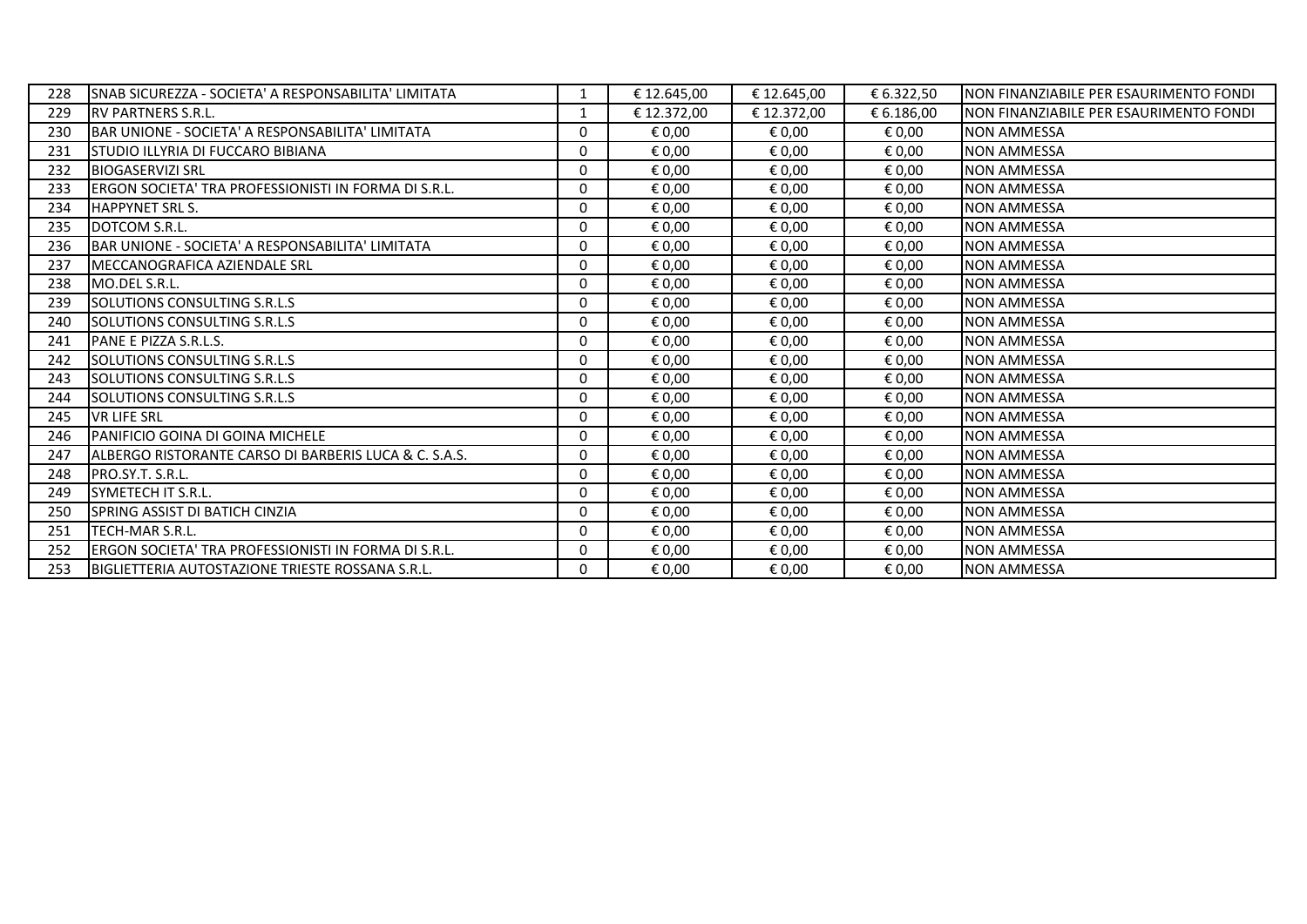| | | | | | | |
|---|---|---|---|---|---|---|
| 228 | SNAB SICUREZZA - SOCIETA' A RESPONSABILITA' LIMITATA | 1 | € 12.645,00 | € 12.645,00 | € 6.322,50 | NON FINANZIABILE PER ESAURIMENTO FONDI |
| 229 | RV PARTNERS S.R.L. | 1 | € 12.372,00 | € 12.372,00 | € 6.186,00 | NON FINANZIABILE PER ESAURIMENTO FONDI |
| 230 | BAR UNIONE - SOCIETA' A RESPONSABILITA' LIMITATA | 0 | € 0,00 | € 0,00 | € 0,00 | NON AMMESSA |
| 231 | STUDIO ILLYRIA DI FUCCARO BIBIANA | 0 | € 0,00 | € 0,00 | € 0,00 | NON AMMESSA |
| 232 | BIOGASERVIZI SRL | 0 | € 0,00 | € 0,00 | € 0,00 | NON AMMESSA |
| 233 | ERGON SOCIETA' TRA PROFESSIONISTI IN FORMA DI S.R.L. | 0 | € 0,00 | € 0,00 | € 0,00 | NON AMMESSA |
| 234 | HAPPYNET SRL S. | 0 | € 0,00 | € 0,00 | € 0,00 | NON AMMESSA |
| 235 | DOTCOM S.R.L. | 0 | € 0,00 | € 0,00 | € 0,00 | NON AMMESSA |
| 236 | BAR UNIONE - SOCIETA' A RESPONSABILITA' LIMITATA | 0 | € 0,00 | € 0,00 | € 0,00 | NON AMMESSA |
| 237 | MECCANOGRAFICA AZIENDALE SRL | 0 | € 0,00 | € 0,00 | € 0,00 | NON AMMESSA |
| 238 | MO.DEL S.R.L. | 0 | € 0,00 | € 0,00 | € 0,00 | NON AMMESSA |
| 239 | SOLUTIONS CONSULTING S.R.L.S | 0 | € 0,00 | € 0,00 | € 0,00 | NON AMMESSA |
| 240 | SOLUTIONS CONSULTING S.R.L.S | 0 | € 0,00 | € 0,00 | € 0,00 | NON AMMESSA |
| 241 | PANE E PIZZA S.R.L.S. | 0 | € 0,00 | € 0,00 | € 0,00 | NON AMMESSA |
| 242 | SOLUTIONS CONSULTING S.R.L.S | 0 | € 0,00 | € 0,00 | € 0,00 | NON AMMESSA |
| 243 | SOLUTIONS CONSULTING S.R.L.S | 0 | € 0,00 | € 0,00 | € 0,00 | NON AMMESSA |
| 244 | SOLUTIONS CONSULTING S.R.L.S | 0 | € 0,00 | € 0,00 | € 0,00 | NON AMMESSA |
| 245 | VR LIFE SRL | 0 | € 0,00 | € 0,00 | € 0,00 | NON AMMESSA |
| 246 | PANIFICIO GOINA DI GOINA MICHELE | 0 | € 0,00 | € 0,00 | € 0,00 | NON AMMESSA |
| 247 | ALBERGO RISTORANTE CARSO DI BARBERIS LUCA & C. S.A.S. | 0 | € 0,00 | € 0,00 | € 0,00 | NON AMMESSA |
| 248 | PRO.SY.T. S.R.L. | 0 | € 0,00 | € 0,00 | € 0,00 | NON AMMESSA |
| 249 | SYMETECH IT S.R.L. | 0 | € 0,00 | € 0,00 | € 0,00 | NON AMMESSA |
| 250 | SPRING ASSIST DI BATICH CINZIA | 0 | € 0,00 | € 0,00 | € 0,00 | NON AMMESSA |
| 251 | TECH-MAR S.R.L. | 0 | € 0,00 | € 0,00 | € 0,00 | NON AMMESSA |
| 252 | ERGON SOCIETA' TRA PROFESSIONISTI IN FORMA DI S.R.L. | 0 | € 0,00 | € 0,00 | € 0,00 | NON AMMESSA |
| 253 | BIGLIETTERIA AUTOSTAZIONE TRIESTE ROSSANA S.R.L. | 0 | € 0,00 | € 0,00 | € 0,00 | NON AMMESSA |